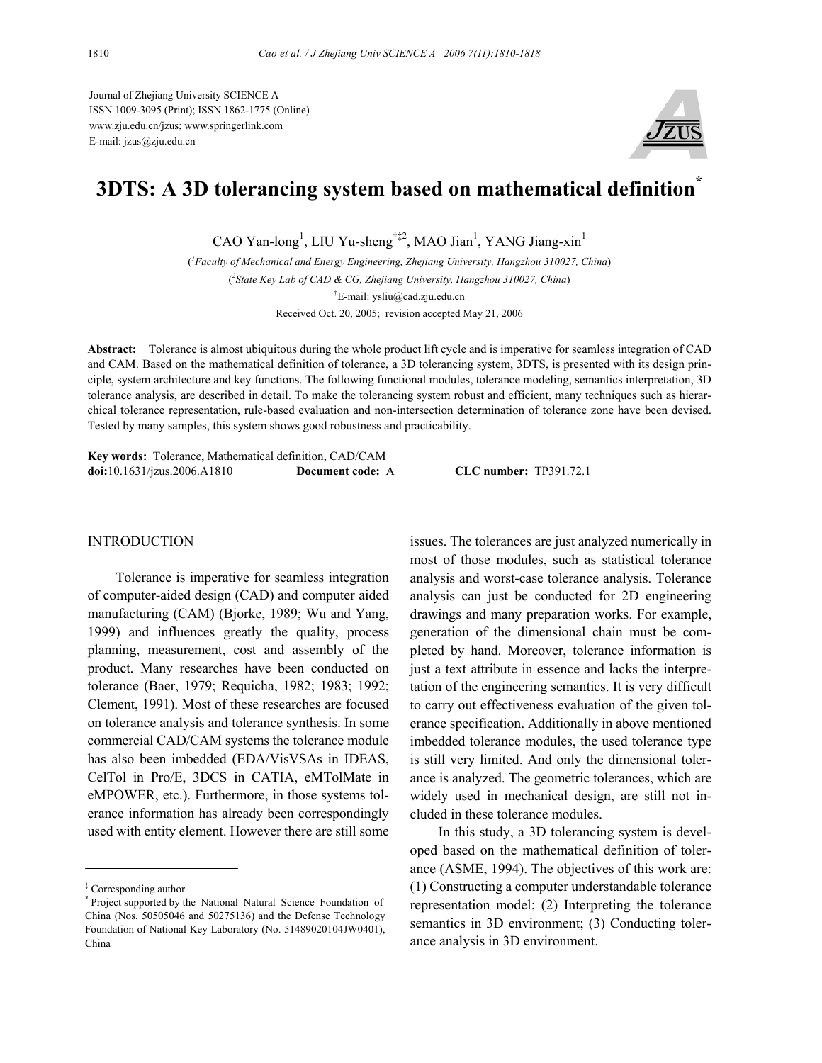Journal of Zhejiang University SCIENCE A
ISSN 1009-3095 (Print); ISSN 1862-1775 (Online)
www.zju.edu.cn/jzus; www.springerlink.com
E-mail: jzus@zju.edu.cn

# 3DTS: A 3D tolerancing system based on mathematical definition*

CAO Yan-long[1], LIU Yu-sheng[†‡2], MAO Jian[1], YANG Jiang-xin[1]

([1]Faculty of Mechanical and Energy Engineering, Zhejiang University, Hangzhou 310027, China)
([2]State Key Lab of CAD & CG, Zhejiang University, Hangzhou 310027, China)
[†]E-mail: ysliu@cad.zju.edu.cn
Received Oct. 20, 2005; revision accepted May 21, 2006

**Abstract:** Tolerance is almost ubiquitous during the whole product lift cycle and is imperative for seamless integration of CAD and CAM. Based on the mathematical definition of tolerance, a 3D tolerancing system, 3DTS, is presented with its design principle, system architecture and key functions. The following functional modules, tolerance modeling, semantics interpretation, 3D tolerance analysis, are described in detail. To make the tolerancing system robust and efficient, many techniques such as hierarchical tolerance representation, rule-based evaluation and non-intersection determination of tolerance zone have been devised. Tested by many samples, this system shows good robustness and practicability.

**Key words:** Tolerance, Mathematical definition, CAD/CAM
**doi:**10.1631/jzus.2006.A1810 **Document code:** A **CLC number:** TP391.72.1

## INTRODUCTION

Tolerance is imperative for seamless integration of computer-aided design (CAD) and computer aided manufacturing (CAM) (Bjorke, 1989; Wu and Yang, 1999) and influences greatly the quality, process planning, measurement, cost and assembly of the product. Many researches have been conducted on tolerance (Baer, 1979; Requicha, 1982; 1983; 1992; Clement, 1991). Most of these researches are focused on tolerance analysis and tolerance synthesis. In some commercial CAD/CAM systems the tolerance module has also been imbedded (EDA/VisVSAs in IDEAS, CelTol in Pro/E, 3DCS in CATIA, eMTolMate in eMPOWER, etc.). Furthermore, in those systems tolerance information has already been correspondingly used with entity element. However there are still some issues. The tolerances are just analyzed numerically in most of those modules, such as statistical tolerance analysis and worst-case tolerance analysis. Tolerance analysis can just be conducted for 2D engineering drawings and many preparation works. For example, generation of the dimensional chain must be completed by hand. Moreover, tolerance information is just a text attribute in essence and lacks the interpretation of the engineering semantics. It is very difficult to carry out effectiveness evaluation of the given tolerance specification. Additionally in above mentioned imbedded tolerance modules, the used tolerance type is still very limited. And only the dimensional tolerance is analyzed. The geometric tolerances, which are widely used in mechanical design, are still not included in these tolerance modules.

In this study, a 3D tolerancing system is developed based on the mathematical definition of tolerance (ASME, 1994). The objectives of this work are: (1) Constructing a computer understandable tolerance representation model; (2) Interpreting the tolerance semantics in 3D environment; (3) Conducting tolerance analysis in 3D environment.

---

[‡] Corresponding author
[*] Project supported by the National Natural Science Foundation of China (Nos. 50505046 and 50275136) and the Defense Technology Foundation of National Key Laboratory (No. 51489020104JW0401), China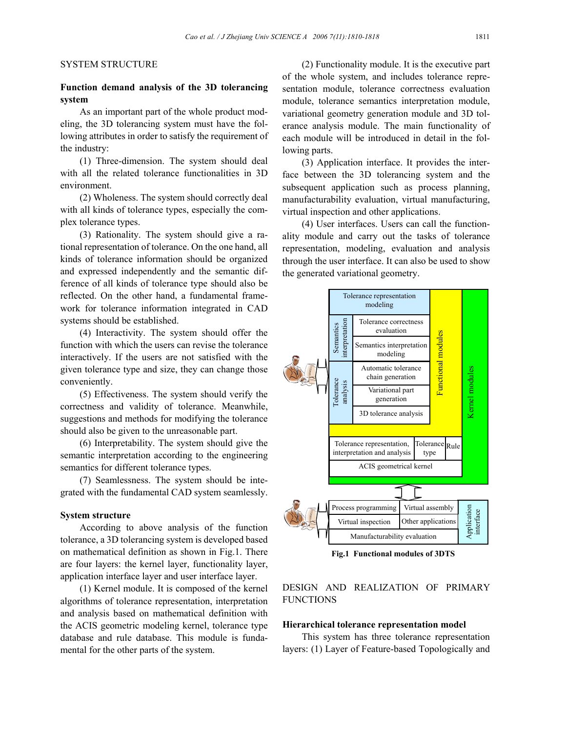## SYSTEM STRUCTURE

### Function demand analysis of the 3D tolerancing system

As an important part of the whole product modeling, the 3D tolerancing system must have the following attributes in order to satisfy the requirement of the industry:

(1) Three-dimension. The system should deal with all the related tolerance functionalities in 3D environment.

(2) Wholeness. The system should correctly deal with all kinds of tolerance types, especially the complex tolerance types.

(3) Rationality. The system should give a rational representation of tolerance. On the one hand, all kinds of tolerance information should be organized and expressed independently and the semantic difference of all kinds of tolerance type should also be reflected. On the other hand, a fundamental framework for tolerance information integrated in CAD systems should be established.

(4) Interactivity. The system should offer the function with which the users can revise the tolerance interactively. If the users are not satisfied with the given tolerance type and size, they can change those conveniently.

(5) Effectiveness. The system should verify the correctness and validity of tolerance. Meanwhile, suggestions and methods for modifying the tolerance should also be given to the unreasonable part.

(6) Interpretability. The system should give the semantic interpretation according to the engineering semantics for different tolerance types.

(7) Seamlessness. The system should be integrated with the fundamental CAD system seamlessly.

### System structure

According to above analysis of the function tolerance, a 3D tolerancing system is developed based on mathematical definition as shown in Fig.1. There are four layers: the kernel layer, functionality layer, application interface layer and user interface layer.

(1) Kernel module. It is composed of the kernel algorithms of tolerance representation, interpretation and analysis based on mathematical definition with the ACIS geometric modeling kernel, tolerance type database and rule database. This module is fundamental for the other parts of the system.

(2) Functionality module. It is the executive part of the whole system, and includes tolerance representation module, tolerance correctness evaluation module, tolerance semantics interpretation module, variational geometry generation module and 3D tolerance analysis module. The main functionality of each module will be introduced in detail in the following parts.

(3) Application interface. It provides the interface between the 3D tolerancing system and the subsequent application such as process planning, manufacturability evaluation, virtual manufacturing, virtual inspection and other applications.

(4) User interfaces. Users can call the functionality module and carry out the tasks of tolerance representation, modeling, evaluation and analysis through the user interface. It can also be used to show the generated variational geometry.

**Fig.1 Functional modules of 3DTS**

## DESIGN AND REALIZATION OF PRIMARY FUNCTIONS

### Hierarchical tolerance representation model

This system has three tolerance representation layers: (1) Layer of Feature-based Topologically and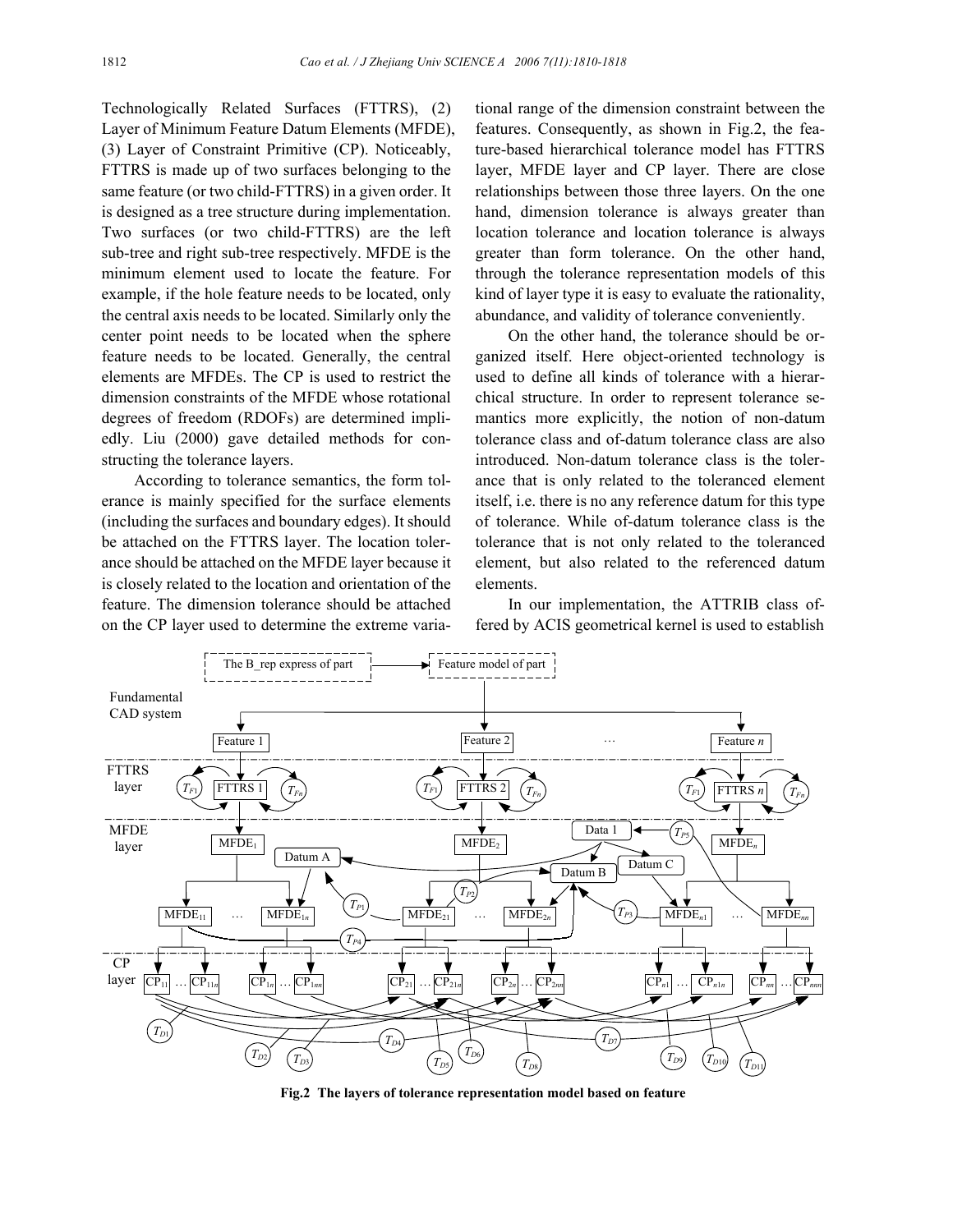Technologically Related Surfaces (FTTRS), (2) Layer of Minimum Feature Datum Elements (MFDE), (3) Layer of Constraint Primitive (CP). Noticeably, FTTRS is made up of two surfaces belonging to the same feature (or two child-FTTRS) in a given order. It is designed as a tree structure during implementation. Two surfaces (or two child-FTTRS) are the left sub-tree and right sub-tree respectively. MFDE is the minimum element used to locate the feature. For example, if the hole feature needs to be located, only the central axis needs to be located. Similarly only the center point needs to be located when the sphere feature needs to be located. Generally, the central elements are MFDEs. The CP is used to restrict the dimension constraints of the MFDE whose rotational degrees of freedom (RDOFs) are determined impliedly. Liu (2000) gave detailed methods for constructing the tolerance layers.

According to tolerance semantics, the form tolerance is mainly specified for the surface elements (including the surfaces and boundary edges). It should be attached on the FTTRS layer. The location tolerance should be attached on the MFDE layer because it is closely related to the location and orientation of the feature. The dimension tolerance should be attached on the CP layer used to determine the extreme variational range of the dimension constraint between the features. Consequently, as shown in Fig.2, the feature-based hierarchical tolerance model has FTTRS layer, MFDE layer and CP layer. There are close relationships between those three layers. On the one hand, dimension tolerance is always greater than location tolerance and location tolerance is always greater than form tolerance. On the other hand, through the tolerance representation models of this kind of layer type it is easy to evaluate the rationality, abundance, and validity of tolerance conveniently.

On the other hand, the tolerance should be organized itself. Here object-oriented technology is used to define all kinds of tolerance with a hierarchical structure. In order to represent tolerance semantics more explicitly, the notion of non-datum tolerance class and of-datum tolerance class are also introduced. Non-datum tolerance class is the tolerance that is only related to the toleranced element itself, i.e. there is no any reference datum for this type of tolerance. While of-datum tolerance class is the tolerance that is not only related to the toleranced element, but also related to the referenced datum elements.

In our implementation, the ATTRIB class offered by ACIS geometrical kernel is used to establish

The B_rep express of part

Feature model of part

Fundamental CAD system

Feature 1

Feature 2

Feature $n$

FTTRS layer

$T_{F1}$ FTTRS 1 $T_{Fn}$

$T_{F1}$ FTTRS 2 $T_{Fn}$

$T_{F1}$ FTTRS $n$ $T_{Fn}$

MFDE layer

$\text{MFDE}_1$

$\text{MFDE}_2$

$\text{MFDE}_n$

Data 1

$T_{P5}$

Datum A

Datum B

Datum C

$T_{P1}$ $T_{P2}$ $T_{P3}$ $T_{P4}$

$\text{MFDE}_{11}$ … $\text{MFDE}_{1n}$

$\text{MFDE}_{21}$ … $\text{MFDE}_{2n}$

$\text{MFDE}_{n1}$ … $\text{MFDE}_{nn}$

CP layer

$\text{CP}_{11}$ … $\text{CP}_{11n}$ $\text{CP}_{1n}$ … $\text{CP}_{1nn}$ $\text{CP}_{21}$ … $\text{CP}_{21n}$ $\text{CP}_{2n}$ … $\text{CP}_{2nn}$ $\text{CP}_{n1}$ … $\text{CP}_{n1n}$ $\text{CP}_{nn}$ … $\text{CP}_{nnn}$

$T_{D1}$ $T_{D2}$ $T_{D3}$ $T_{D4}$ $T_{D5}$ $T_{D6}$ $T_{D7}$ $T_{D8}$ $T_{D9}$ $T_{D10}$ $T_{D11}$

**Fig.2 The layers of tolerance representation model based on feature**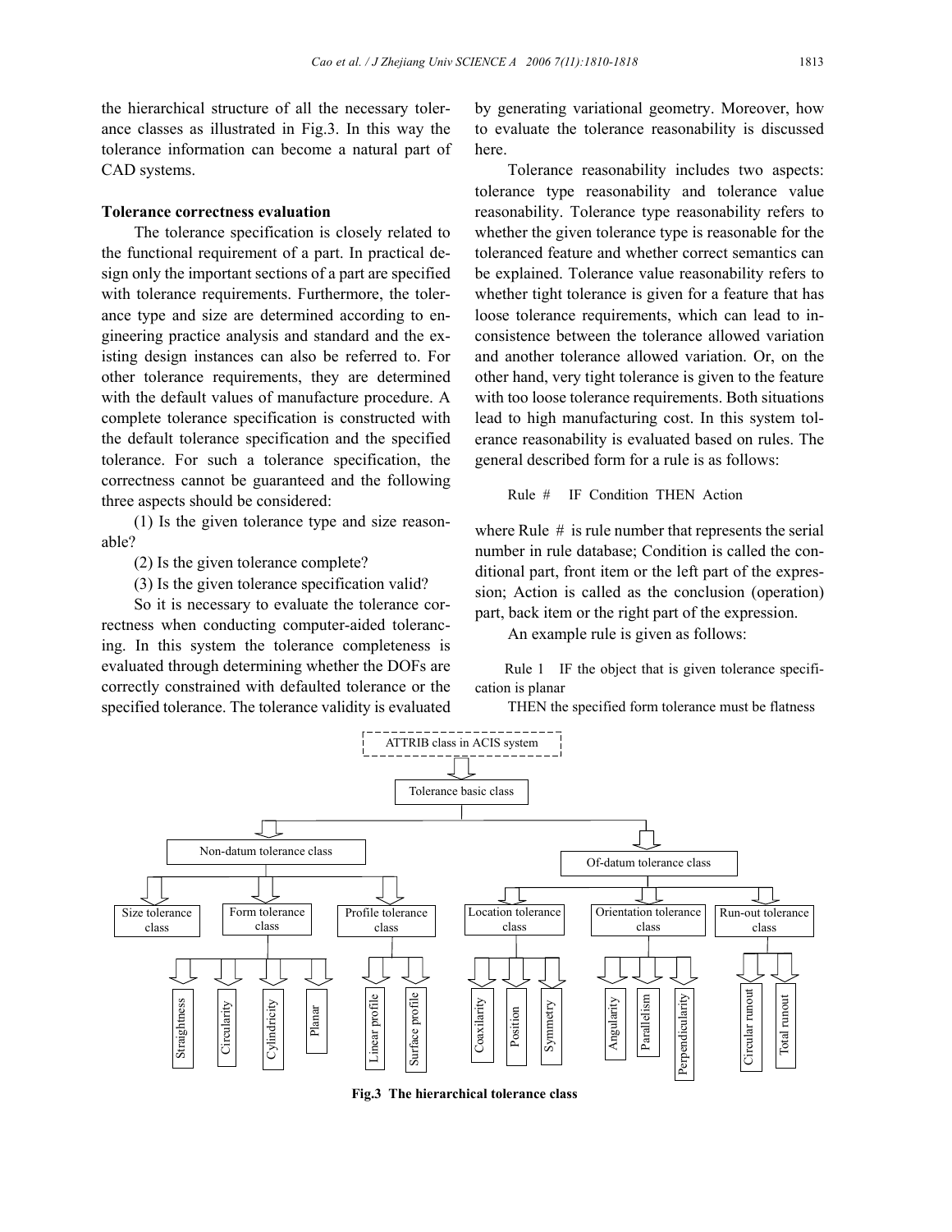the hierarchical structure of all the necessary tolerance classes as illustrated in Fig.3. In this way the tolerance information can become a natural part of CAD systems.

**Tolerance correctness evaluation**

The tolerance specification is closely related to the functional requirement of a part. In practical design only the important sections of a part are specified with tolerance requirements. Furthermore, the tolerance type and size are determined according to engineering practice analysis and standard and the existing design instances can also be referred to. For other tolerance requirements, they are determined with the default values of manufacture procedure. A complete tolerance specification is constructed with the default tolerance specification and the specified tolerance. For such a tolerance specification, the correctness cannot be guaranteed and the following three aspects should be considered:

(1) Is the given tolerance type and size reasonable?

(2) Is the given tolerance complete?

(3) Is the given tolerance specification valid?

So it is necessary to evaluate the tolerance correctness when conducting computer-aided tolerancing. In this system the tolerance completeness is evaluated through determining whether the DOFs are correctly constrained with defaulted tolerance or the specified tolerance. The tolerance validity is evaluated by generating variational geometry. Moreover, how to evaluate the tolerance reasonability is discussed here.

Tolerance reasonability includes two aspects: tolerance type reasonability and tolerance value reasonability. Tolerance type reasonability refers to whether the given tolerance type is reasonable for the toleranced feature and whether correct semantics can be explained. Tolerance value reasonability refers to whether tight tolerance is given for a feature that has loose tolerance requirements, which can lead to inconsistence between the tolerance allowed variation and another tolerance allowed variation. Or, on the other hand, very tight tolerance is given to the feature with too loose tolerance requirements. Both situations lead to high manufacturing cost. In this system tolerance reasonability is evaluated based on rules. The general described form for a rule is as follows:

Rule # IF Condition THEN Action

where Rule # is rule number that represents the serial number in rule database; Condition is called the conditional part, front item or the left part of the expression; Action is called as the conclusion (operation) part, back item or the right part of the expression.

An example rule is given as follows:

Rule 1 IF the object that is given tolerance specification is planar

THEN the specified form tolerance must be flatness

ATTRIB class in ACIS system
Tolerance basic class
Non-datum tolerance class
Of-datum tolerance class
Size tolerance class
Form tolerance class
Profile tolerance class
Location tolerance class
Orientation tolerance class
Run-out tolerance class
Straightness
Circularity
Cylindricity
Planar
Linear profile
Surface profile
Coaxilarity
Position
Symmetry
Angularity
Parallelism
Perpendicularity
Circular runout
Total runout

**Fig.3 The hierarchical tolerance class**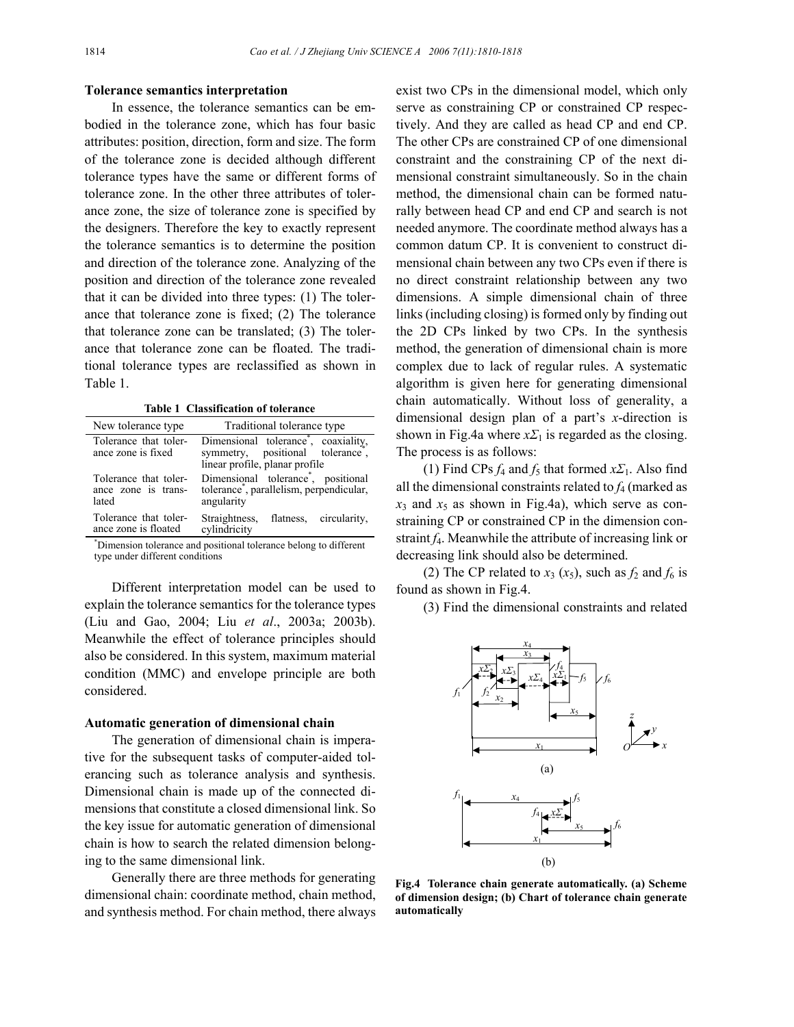**Tolerance semantics interpretation**

In essence, the tolerance semantics can be embodied in the tolerance zone, which has four basic attributes: position, direction, form and size. The form of the tolerance zone is decided although different tolerance types have the same or different forms of tolerance zone. In the other three attributes of tolerance zone, the size of tolerance zone is specified by the designers. Therefore the key to exactly represent the tolerance semantics is to determine the position and direction of the tolerance zone. Analyzing of the position and direction of the tolerance zone revealed that it can be divided into three types: (1) The tolerance that tolerance zone is fixed; (2) The tolerance that tolerance zone can be translated; (3) The tolerance that tolerance zone can be floated. The traditional tolerance types are reclassified as shown in Table 1.

**Table 1 Classification of tolerance**

| New tolerance type | Traditional tolerance type |
|---|---|
| Tolerance that tolerance zone is fixed | Dimensional tolerance*, coaxiality, symmetry, positional tolerance*, linear profile, planar profile |
| Tolerance that tolerance zone is translated | Dimensional tolerance*, positional tolerance*, parallelism, perpendicular, angularity |
| Tolerance that tolerance zone is floated | Straightness, flatness, circularity, cylindricity |

*Dimension tolerance and positional tolerance belong to different type under different conditions

Different interpretation model can be used to explain the tolerance semantics for the tolerance types (Liu and Gao, 2004; Liu *et al*., 2003a; 2003b). Meanwhile the effect of tolerance principles should also be considered. In this system, maximum material condition (MMC) and envelope principle are both considered.

**Automatic generation of dimensional chain**

The generation of dimensional chain is imperative for the subsequent tasks of computer-aided tolerancing such as tolerance analysis and synthesis. Dimensional chain is made up of the connected dimensions that constitute a closed dimensional link. So the key issue for automatic generation of dimensional chain is how to search the related dimension belonging to the same dimensional link.

Generally there are three methods for generating dimensional chain: coordinate method, chain method, and synthesis method. For chain method, there always exist two CPs in the dimensional model, which only serve as constraining CP or constrained CP respectively. And they are called as head CP and end CP. The other CPs are constrained CP of one dimensional constraint and the constraining CP of the next dimensional constraint simultaneously. So in the chain method, the dimensional chain can be formed naturally between head CP and end CP and search is not needed anymore. The coordinate method always has a common datum CP. It is convenient to construct dimensional chain between any two CPs even if there is no direct constraint relationship between any two dimensions. A simple dimensional chain of three links (including closing) is formed only by finding out the 2D CPs linked by two CPs. In the synthesis method, the generation of dimensional chain is more complex due to lack of regular rules. A systematic algorithm is given here for generating dimensional chain automatically. Without loss of generality, a dimensional design plan of a part's $x$-direction is shown in Fig.4a where $x\Sigma_1$ is regarded as the closing. The process is as follows:

(1) Find CPs $f_4$ and $f_5$ that formed $x\Sigma_1$. Also find all the dimensional constraints related to $f_4$ (marked as $x_3$ and $x_5$ as shown in Fig.4a), which serve as constraining CP or constrained CP in the dimension constraint $f_4$. Meanwhile the attribute of increasing link or decreasing link should also be determined.

(2) The CP related to $x_3$ ($x_5$), such as $f_2$ and $f_6$ is found as shown in Fig.4.

(3) Find the dimensional constraints and related

**Fig.4 Tolerance chain generate automatically. (a) Scheme of dimension design; (b) Chart of tolerance chain generate automatically**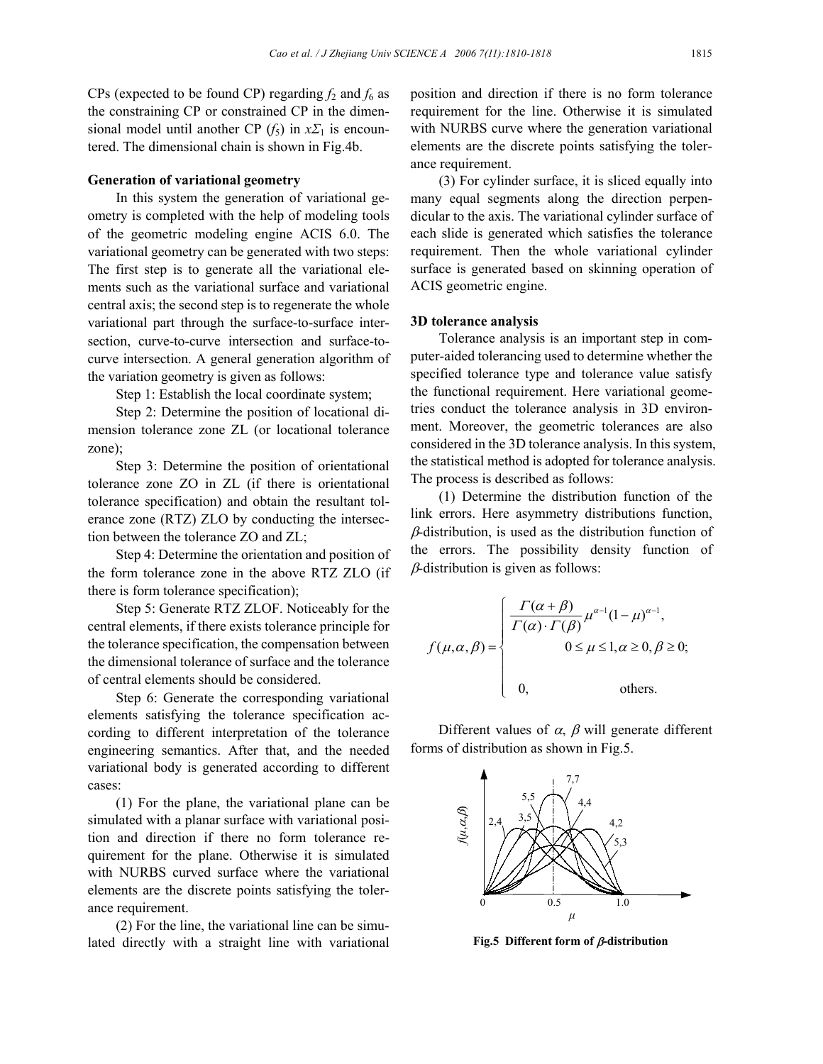CPs (expected to be found CP) regarding $f_2$ and $f_6$ as the constraining CP or constrained CP in the dimensional model until another CP ($f_5$) in $x\Sigma_1$ is encountered. The dimensional chain is shown in Fig.4b.

**Generation of variational geometry**

In this system the generation of variational geometry is completed with the help of modeling tools of the geometric modeling engine ACIS 6.0. The variational geometry can be generated with two steps: The first step is to generate all the variational elements such as the variational surface and variational central axis; the second step is to regenerate the whole variational part through the surface-to-surface intersection, curve-to-curve intersection and surface-to-curve intersection. A general generation algorithm of the variation geometry is given as follows:

Step 1: Establish the local coordinate system;

Step 2: Determine the position of locational dimension tolerance zone ZL (or locational tolerance zone);

Step 3: Determine the position of orientational tolerance zone ZO in ZL (if there is orientational tolerance specification) and obtain the resultant tolerance zone (RTZ) ZLO by conducting the intersection between the tolerance ZO and ZL;

Step 4: Determine the orientation and position of the form tolerance zone in the above RTZ ZLO (if there is form tolerance specification);

Step 5: Generate RTZ ZLOF. Noticeably for the central elements, if there exists tolerance principle for the tolerance specification, the compensation between the dimensional tolerance of surface and the tolerance of central elements should be considered.

Step 6: Generate the corresponding variational elements satisfying the tolerance specification according to different interpretation of the tolerance engineering semantics. After that, and the needed variational body is generated according to different cases:

(1) For the plane, the variational plane can be simulated with a planar surface with variational position and direction if there no form tolerance requirement for the plane. Otherwise it is simulated with NURBS curved surface where the variational elements are the discrete points satisfying the tolerance requirement.

(2) For the line, the variational line can be simulated directly with a straight line with variational position and direction if there is no form tolerance requirement for the line. Otherwise it is simulated with NURBS curve where the generation variational elements are the discrete points satisfying the tolerance requirement.

(3) For cylinder surface, it is sliced equally into many equal segments along the direction perpendicular to the axis. The variational cylinder surface of each slide is generated which satisfies the tolerance requirement. Then the whole variational cylinder surface is generated based on skinning operation of ACIS geometric engine.

**3D tolerance analysis**

Tolerance analysis is an important step in computer-aided tolerancing used to determine whether the specified tolerance type and tolerance value satisfy the functional requirement. Here variational geometries conduct the tolerance analysis in 3D environment. Moreover, the geometric tolerances are also considered in the 3D tolerance analysis. In this system, the statistical method is adopted for tolerance analysis. The process is described as follows:

(1) Determine the distribution function of the link errors. Here asymmetry distributions function, $\beta$-distribution, is used as the distribution function of the errors. The possibility density function of $\beta$-distribution is given as follows:

$$f(\mu,\alpha,\beta)=\begin{cases}\dfrac{\Gamma(\alpha+\beta)}{\Gamma(\alpha)\cdot\Gamma(\beta)}\mu^{\alpha-1}(1-\mu)^{\alpha-1}, \\ \qquad\qquad 0\le\mu\le 1, \alpha\ge 0, \beta\ge 0; \\ 0, \qquad\qquad \text{others.}\end{cases}$$

Different values of $\alpha$, $\beta$ will generate different forms of distribution as shown in Fig.5.

**Fig.5 Different form of $\beta$-distribution**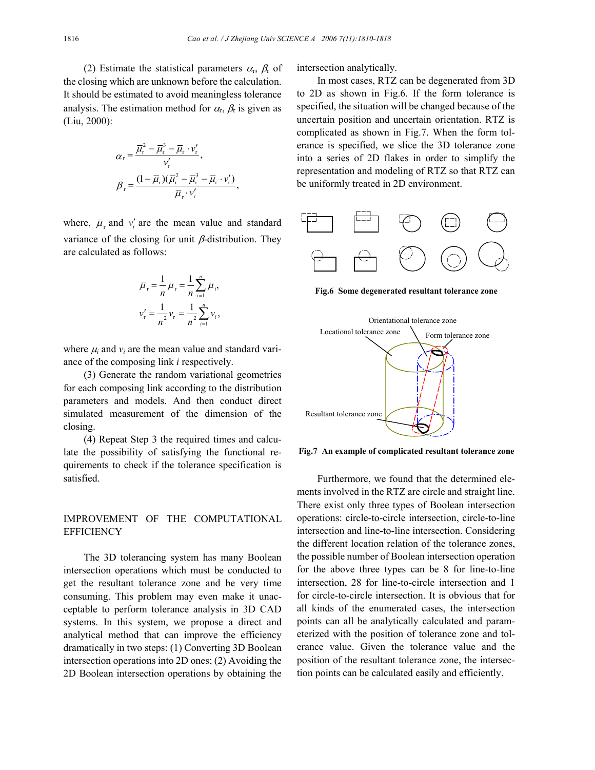(2) Estimate the statistical parameters $\alpha_r$, $\beta_r$ of the closing which are unknown before the calculation. It should be estimated to avoid meaningless tolerance analysis. The estimation method for $\alpha_r$, $\beta_r$ is given as (Liu, 2000):

$$\alpha_r = \frac{\bar{\mu}_r^2 - \bar{\mu}_r^3 - \bar{\mu}_r \cdot v_r'}{v_r'},$$

$$\beta_r = \frac{(1-\bar{\mu}_r)(\bar{\mu}_r^2 - \bar{\mu}_r^3 - \bar{\mu}_r \cdot v_r')}{\bar{\mu}_r \cdot v_r'},$$

where, $\bar{\mu}_r$ and $v_r'$ are the mean value and standard variance of the closing for unit $\beta$-distribution. They are calculated as follows:

$$\bar{\mu}_r = \frac{1}{n}\mu_r = \frac{1}{n}\sum_{i=1}^{n}\mu_i,$$

$$v_r' = \frac{1}{n^2}v_r = \frac{1}{n^2}\sum_{i=1}^{n}v_i,$$

where $\mu_i$ and $v_i$ are the mean value and standard variance of the composing link $i$ respectively.

(3) Generate the random variational geometries for each composing link according to the distribution parameters and models. And then conduct direct simulated measurement of the dimension of the closing.

(4) Repeat Step 3 the required times and calculate the possibility of satisfying the functional requirements to check if the tolerance specification is satisfied.

## IMPROVEMENT OF THE COMPUTATIONAL EFFICIENCY

The 3D tolerancing system has many Boolean intersection operations which must be conducted to get the resultant tolerance zone and be very time consuming. This problem may even make it unacceptable to perform tolerance analysis in 3D CAD systems. In this system, we propose a direct and analytical method that can improve the efficiency dramatically in two steps: (1) Converting 3D Boolean intersection operations into 2D ones; (2) Avoiding the 2D Boolean intersection operations by obtaining the intersection analytically.

In most cases, RTZ can be degenerated from 3D to 2D as shown in Fig.6. If the form tolerance is specified, the situation will be changed because of the uncertain position and uncertain orientation. RTZ is complicated as shown in Fig.7. When the form tolerance is specified, we slice the 3D tolerance zone into a series of 2D flakes in order to simplify the representation and modeling of RTZ so that RTZ can be uniformly treated in 2D environment.

**Fig.6 Some degenerated resultant tolerance zone**

**Fig.7 An example of complicated resultant tolerance zone**

Furthermore, we found that the determined elements involved in the RTZ are circle and straight line. There exist only three types of Boolean intersection operations: circle-to-circle intersection, circle-to-line intersection and line-to-line intersection. Considering the different location relation of the tolerance zones, the possible number of Boolean intersection operation for the above three types can be 8 for line-to-line intersection, 28 for line-to-circle intersection and 1 for circle-to-circle intersection. It is obvious that for all kinds of the enumerated cases, the intersection points can all be analytically calculated and parameterized with the position of tolerance zone and tolerance value. Given the tolerance value and the position of the resultant tolerance zone, the intersection points can be calculated easily and efficiently.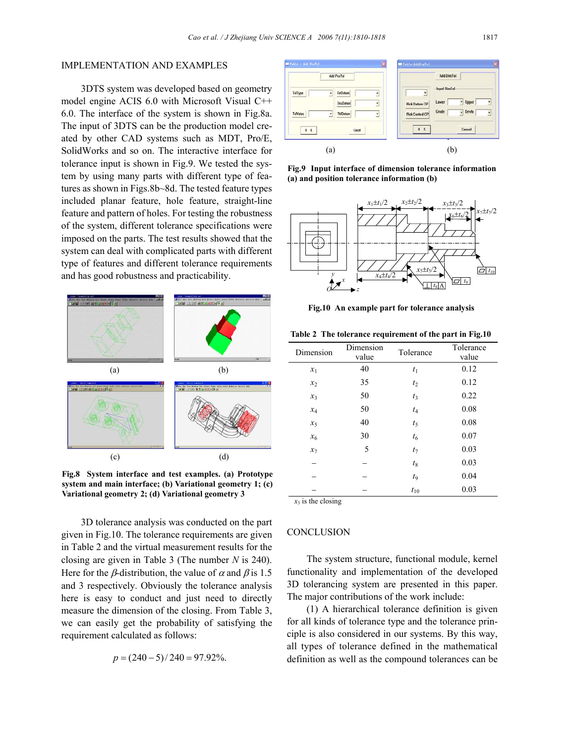## IMPLEMENTATION AND EXAMPLES

3DTS system was developed based on geometry model engine ACIS 6.0 with Microsoft Visual C++ 6.0. The interface of the system is shown in Fig.8a. The input of 3DTS can be the production model created by other CAD systems such as MDT, Pro/E, SolidWorks and so on. The interactive interface for tolerance input is shown in Fig.9. We tested the system by using many parts with different type of features as shown in Figs.8b~8d. The tested feature types included planar feature, hole feature, straight-line feature and pattern of holes. For testing the robustness of the system, different tolerance specifications were imposed on the parts. The test results showed that the system can deal with complicated parts with different type of features and different tolerance requirements and has good robustness and practicability.

**Fig.8 System interface and test examples. (a) Prototype system and main interface; (b) Variational geometry 1; (c) Variational geometry 2; (d) Variational geometry 3**

3D tolerance analysis was conducted on the part given in Fig.10. The tolerance requirements are given in Table 2 and the virtual measurement results for the closing are given in Table 3 (The number $N$ is 240). Here for the $\beta$-distribution, the value of $\alpha$ and $\beta$ is 1.5 and 3 respectively. Obviously the tolerance analysis here is easy to conduct and just need to directly measure the dimension of the closing. From Table 3, we can easily get the probability of satisfying the requirement calculated as follows:

$$p = (240 - 5) / 240 = 97.92\%.$$

**Fig.9 Input interface of dimension tolerance information (a) and position tolerance information (b)**

**Fig.10 An example part for tolerance analysis**

**Table 2 The tolerance requirement of the part in Fig.10**

| Dimension | Dimension value | Tolerance | Tolerance value |
|---|---|---|---|
| $x_1$ | 40 | $t_1$ | 0.12 |
| $x_2$ | 35 | $t_2$ | 0.12 |
| $x_3$ | 50 | $t_3$ | 0.22 |
| $x_4$ | 50 | $t_4$ | 0.08 |
| $x_5$ | 40 | $t_5$ | 0.08 |
| $x_6$ | 30 | $t_6$ | 0.07 |
| $x_7$ | 5 | $t_7$ | 0.03 |
| – | – | $t_8$ | 0.03 |
| – | – | $t_9$ | 0.04 |
| – | – | $t_{10}$ | 0.03 |

$x_3$ is the closing

## CONCLUSION

The system structure, functional module, kernel functionality and implementation of the developed 3D tolerancing system are presented in this paper. The major contributions of the work include:

(1) A hierarchical tolerance definition is given for all kinds of tolerance type and the tolerance principle is also considered in our systems. By this way, all types of tolerance defined in the mathematical definition as well as the compound tolerances can be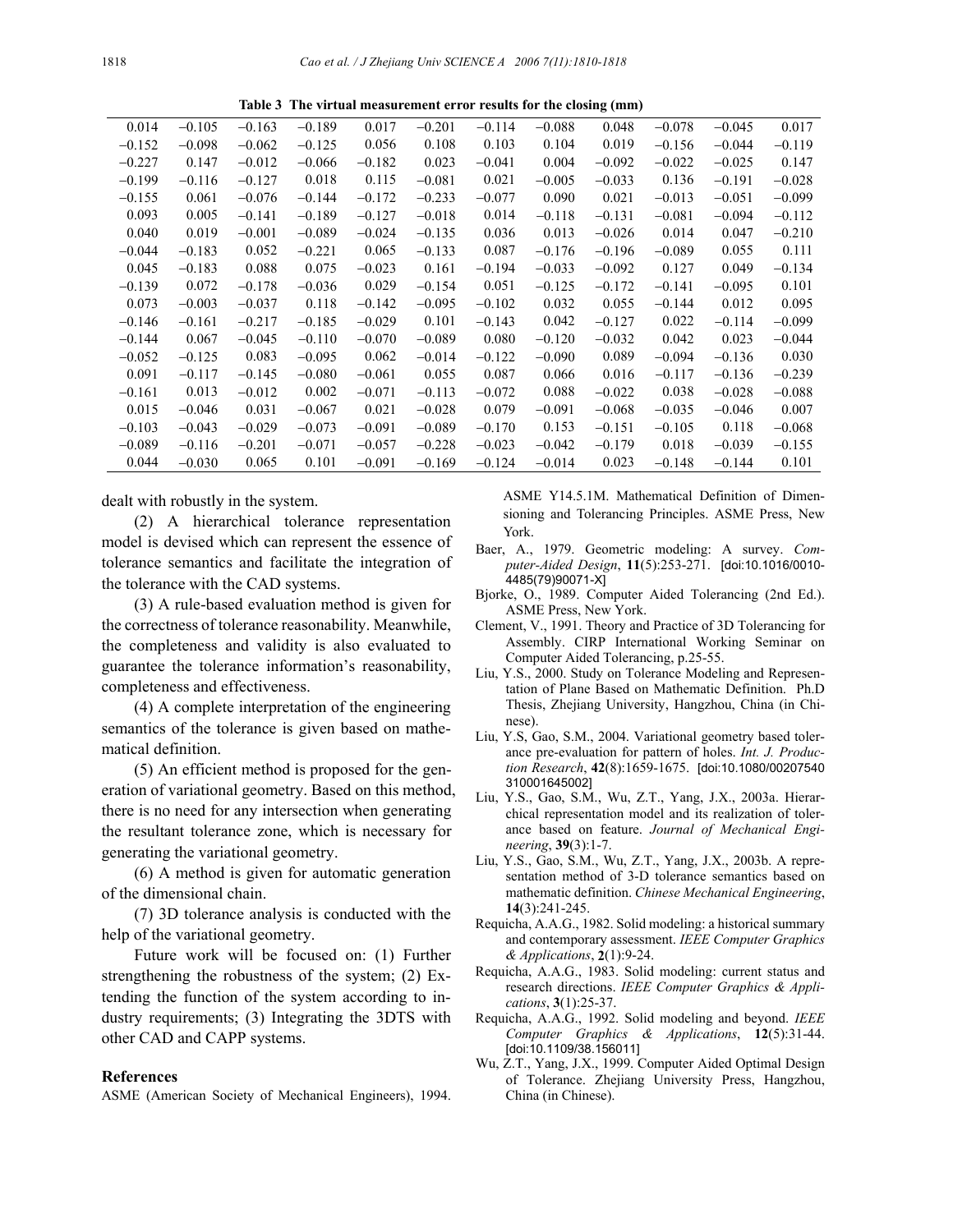**Table 3 The virtual measurement error results for the closing (mm)**

| | | | | | | | | | | | |
|---|---|---|---|---|---|---|---|---|---|---|---|
| 0.014 | −0.105 | −0.163 | −0.189 | 0.017 | −0.201 | −0.114 | −0.088 | 0.048 | −0.078 | −0.045 | 0.017 |
| −0.152 | −0.098 | −0.062 | −0.125 | 0.056 | 0.108 | 0.103 | 0.104 | 0.019 | −0.156 | −0.044 | −0.119 |
| −0.227 | 0.147 | −0.012 | −0.066 | −0.182 | 0.023 | −0.041 | 0.004 | −0.092 | −0.022 | −0.025 | 0.147 |
| −0.199 | −0.116 | −0.127 | 0.018 | 0.115 | −0.081 | 0.021 | −0.005 | −0.033 | 0.136 | −0.191 | −0.028 |
| −0.155 | 0.061 | −0.076 | −0.144 | −0.172 | −0.233 | −0.077 | 0.090 | 0.021 | −0.013 | −0.051 | −0.099 |
| 0.093 | 0.005 | −0.141 | −0.189 | −0.127 | −0.018 | 0.014 | −0.118 | −0.131 | −0.081 | −0.094 | −0.112 |
| 0.040 | 0.019 | −0.001 | −0.089 | −0.024 | −0.135 | 0.036 | 0.013 | −0.026 | 0.014 | 0.047 | −0.210 |
| −0.044 | −0.183 | 0.052 | −0.221 | 0.065 | −0.133 | 0.087 | −0.176 | −0.196 | −0.089 | 0.055 | 0.111 |
| 0.045 | −0.183 | 0.088 | 0.075 | −0.023 | 0.161 | −0.194 | −0.033 | −0.092 | 0.127 | 0.049 | −0.134 |
| −0.139 | 0.072 | −0.178 | −0.036 | 0.029 | −0.154 | 0.051 | −0.125 | −0.172 | −0.141 | −0.095 | 0.101 |
| 0.073 | −0.003 | −0.037 | 0.118 | −0.142 | −0.095 | −0.102 | 0.032 | 0.055 | −0.144 | 0.012 | 0.095 |
| −0.146 | −0.161 | −0.217 | −0.185 | −0.029 | 0.101 | −0.143 | 0.042 | −0.127 | 0.022 | −0.114 | −0.099 |
| −0.144 | 0.067 | −0.045 | −0.110 | −0.070 | −0.089 | 0.080 | −0.120 | −0.032 | 0.042 | 0.023 | −0.044 |
| −0.052 | −0.125 | 0.083 | −0.095 | 0.062 | −0.014 | −0.122 | −0.090 | 0.089 | −0.094 | −0.136 | 0.030 |
| 0.091 | −0.117 | −0.145 | −0.080 | −0.061 | 0.055 | 0.087 | 0.066 | 0.016 | −0.117 | −0.136 | −0.239 |
| −0.161 | 0.013 | −0.012 | 0.002 | −0.071 | −0.113 | −0.072 | 0.088 | −0.022 | 0.038 | −0.028 | −0.088 |
| 0.015 | −0.046 | 0.031 | −0.067 | 0.021 | −0.028 | 0.079 | −0.091 | −0.068 | −0.035 | −0.046 | 0.007 |
| −0.103 | −0.043 | −0.029 | −0.073 | −0.091 | −0.089 | −0.170 | 0.153 | −0.151 | −0.105 | 0.118 | −0.068 |
| −0.089 | −0.116 | −0.201 | −0.071 | −0.057 | −0.228 | −0.023 | −0.042 | −0.179 | 0.018 | −0.039 | −0.155 |
| 0.044 | −0.030 | 0.065 | 0.101 | −0.091 | −0.169 | −0.124 | −0.014 | 0.023 | −0.148 | −0.144 | 0.101 |

dealt with robustly in the system.

(2) A hierarchical tolerance representation model is devised which can represent the essence of tolerance semantics and facilitate the integration of the tolerance with the CAD systems.

(3) A rule-based evaluation method is given for the correctness of tolerance reasonability. Meanwhile, the completeness and validity is also evaluated to guarantee the tolerance information's reasonability, completeness and effectiveness.

(4) A complete interpretation of the engineering semantics of the tolerance is given based on mathematical definition.

(5) An efficient method is proposed for the generation of variational geometry. Based on this method, there is no need for any intersection when generating the resultant tolerance zone, which is necessary for generating the variational geometry.

(6) A method is given for automatic generation of the dimensional chain.

(7) 3D tolerance analysis is conducted with the help of the variational geometry.

Future work will be focused on: (1) Further strengthening the robustness of the system; (2) Extending the function of the system according to industry requirements; (3) Integrating the 3DTS with other CAD and CAPP systems.

## References

ASME (American Society of Mechanical Engineers), 1994. ASME Y14.5.1M. Mathematical Definition of Dimensioning and Tolerancing Principles. ASME Press, New York.

Baer, A., 1979. Geometric modeling: A survey. *Computer-Aided Design*, **11**(5):253-271. [doi:10.1016/0010-4485(79)90071-X]

Bjorke, O., 1989. Computer Aided Tolerancing (2nd Ed.). ASME Press, New York.

Clement, V., 1991. Theory and Practice of 3D Tolerancing for Assembly. CIRP International Working Seminar on Computer Aided Tolerancing, p.25-55.

Liu, Y.S., 2000. Study on Tolerance Modeling and Representation of Plane Based on Mathematic Definition. Ph.D Thesis, Zhejiang University, Hangzhou, China (in Chinese).

Liu, Y.S, Gao, S.M., 2004. Variational geometry based tolerance pre-evaluation for pattern of holes. *Int. J. Production Research*, **42**(8):1659-1675. [doi:10.1080/00207540310001645002]

Liu, Y.S., Gao, S.M., Wu, Z.T., Yang, J.X., 2003a. Hierarchical representation model and its realization of tolerance based on feature. *Journal of Mechanical Engineering*, **39**(3):1-7.

Liu, Y.S., Gao, S.M., Wu, Z.T., Yang, J.X., 2003b. A representation method of 3-D tolerance semantics based on mathematic definition. *Chinese Mechanical Engineering*, **14**(3):241-245.

Requicha, A.A.G., 1982. Solid modeling: a historical summary and contemporary assessment. *IEEE Computer Graphics & Applications*, **2**(1):9-24.

Requicha, A.A.G., 1983. Solid modeling: current status and research directions. *IEEE Computer Graphics & Applications*, **3**(1):25-37.

Requicha, A.A.G., 1992. Solid modeling and beyond. *IEEE Computer Graphics & Applications*, **12**(5):31-44. [doi:10.1109/38.156011]

Wu, Z.T., Yang, J.X., 1999. Computer Aided Optimal Design of Tolerance. Zhejiang University Press, Hangzhou, China (in Chinese).